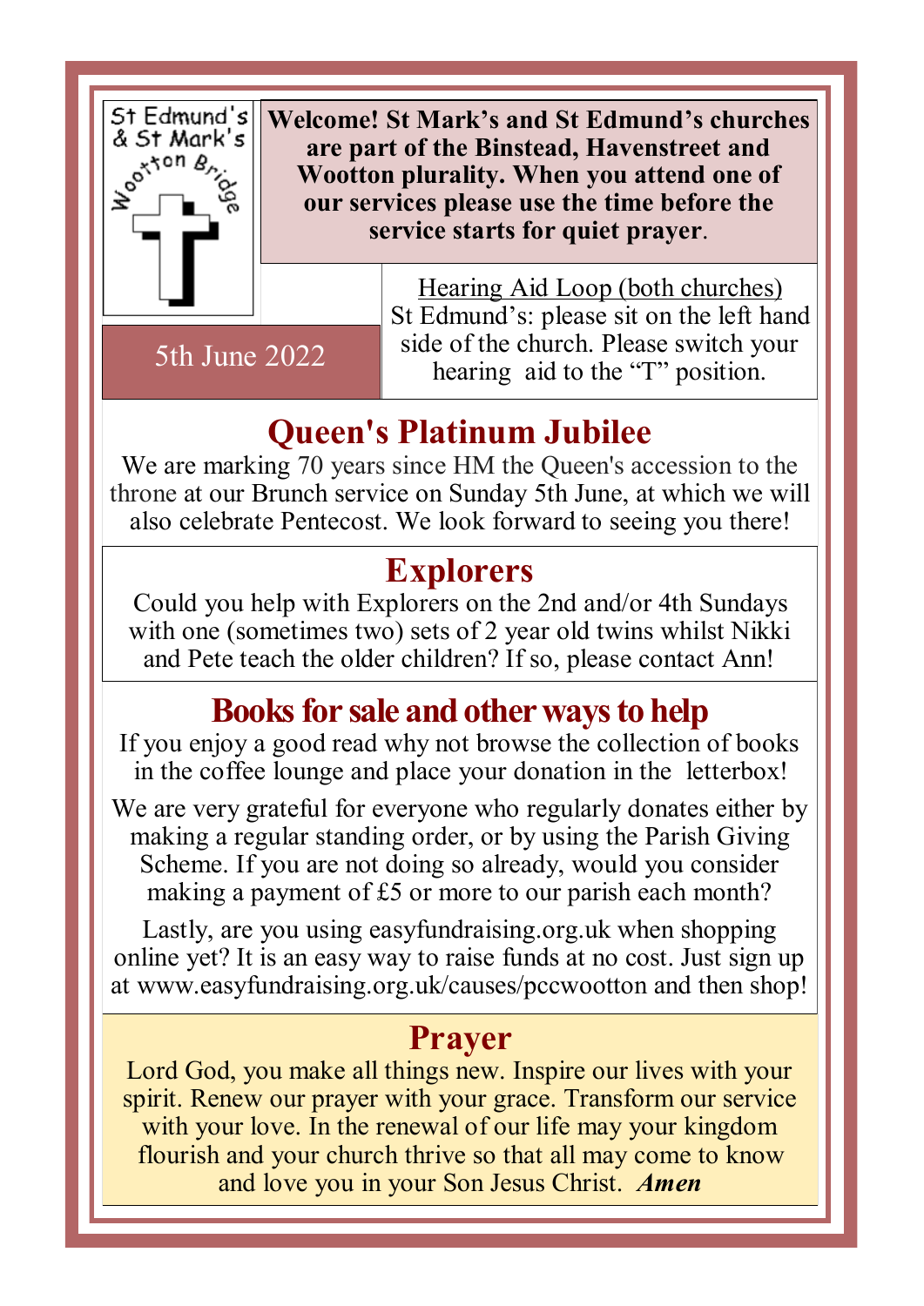St Edmund's & St Mark's Wootton Bridge

**Welcome! St Mark's and St Edmund's churches are part of the Binstead, Havenstreet and Wootton plurality. When you attend one of our services please use the time before the service starts for quiet prayer**.

5th June 2022

Hearing Aid Loop (both churches)
St Edmund's: please sit on the left hand side of the church. Please switch your hearing aid to the "T" position.

## Queen's Platinum Jubilee

We are marking 70 years since HM the Queen's accession to the throne at our Brunch service on Sunday 5th June, at which we will also celebrate Pentecost. We look forward to seeing you there!

## Explorers

Could you help with Explorers on the 2nd and/or 4th Sundays with one (sometimes two) sets of 2 year old twins whilst Nikki and Pete teach the older children? If so, please contact Ann!

## Books for sale and other ways to help

If you enjoy a good read why not browse the collection of books in the coffee lounge and place your donation in the letterbox!

We are very grateful for everyone who regularly donates either by making a regular standing order, or by using the Parish Giving Scheme. If you are not doing so already, would you consider making a payment of £5 or more to our parish each month?

Lastly, are you using easyfundraising.org.uk when shopping online yet? It is an easy way to raise funds at no cost. Just sign up at www.easyfundraising.org.uk/causes/pccwootton and then shop!

## Prayer

Lord God, you make all things new. Inspire our lives with your spirit. Renew our prayer with your grace. Transform our service with your love. In the renewal of our life may your kingdom flourish and your church thrive so that all may come to know and love you in your Son Jesus Christ. ***Amen***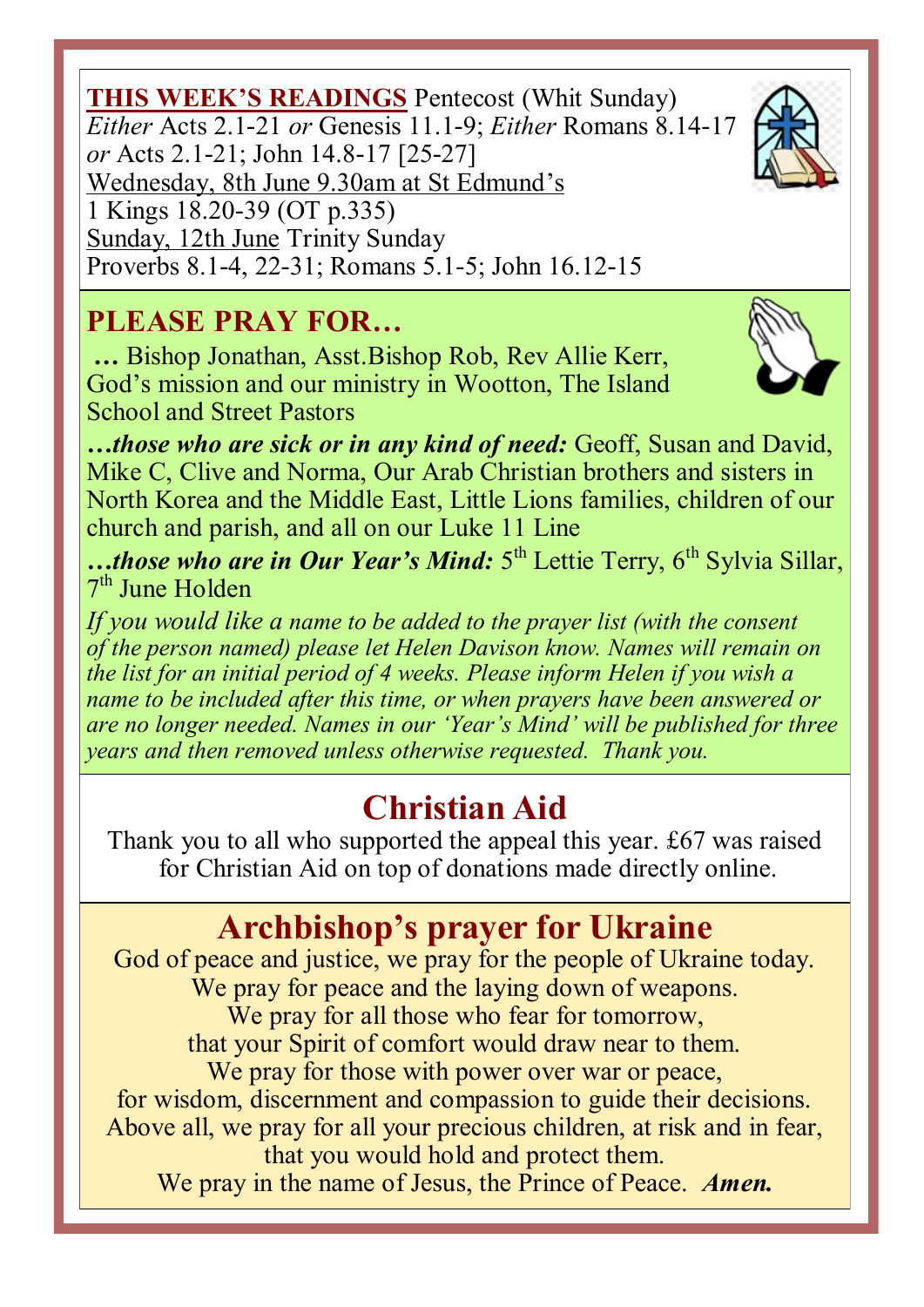**THIS WEEK'S READINGS** Pentecost (Whit Sunday)
*Either* Acts 2.1-21 *or* Genesis 11.1-9; *Either* Romans 8.14-17 *or* Acts 2.1-21; John 14.8-17 [25-27]
Wednesday, 8th June 9.30am at St Edmund's
1 Kings 18.20-39 (OT p.335)
Sunday, 12th June Trinity Sunday
Proverbs 8.1-4, 22-31; Romans 5.1-5; John 16.12-15

## PLEASE PRAY FOR…

**…** Bishop Jonathan, Asst.Bishop Rob, Rev Allie Kerr, God's mission and our ministry in Wootton, The Island School and Street Pastors

***…those who are sick or in any kind of need:*** Geoff, Susan and David, Mike C, Clive and Norma, Our Arab Christian brothers and sisters in North Korea and the Middle East, Little Lions families, children of our church and parish, and all on our Luke 11 Line

***…those who are in Our Year's Mind:*** 5th Lettie Terry, 6th Sylvia Sillar, 7th June Holden

*If you would like a name to be added to the prayer list (with the consent of the person named) please let Helen Davison know. Names will remain on the list for an initial period of 4 weeks. Please inform Helen if you wish a name to be included after this time, or when prayers have been answered or are no longer needed. Names in our 'Year's Mind' will be published for three years and then removed unless otherwise requested. Thank you.*

## Christian Aid

Thank you to all who supported the appeal this year. £67 was raised for Christian Aid on top of donations made directly online.

## Archbishop's prayer for Ukraine

God of peace and justice, we pray for the people of Ukraine today.
We pray for peace and the laying down of weapons.
We pray for all those who fear for tomorrow,
that your Spirit of comfort would draw near to them.
We pray for those with power over war or peace,
for wisdom, discernment and compassion to guide their decisions.
Above all, we pray for all your precious children, at risk and in fear,
that you would hold and protect them.
We pray in the name of Jesus, the Prince of Peace. ***Amen.***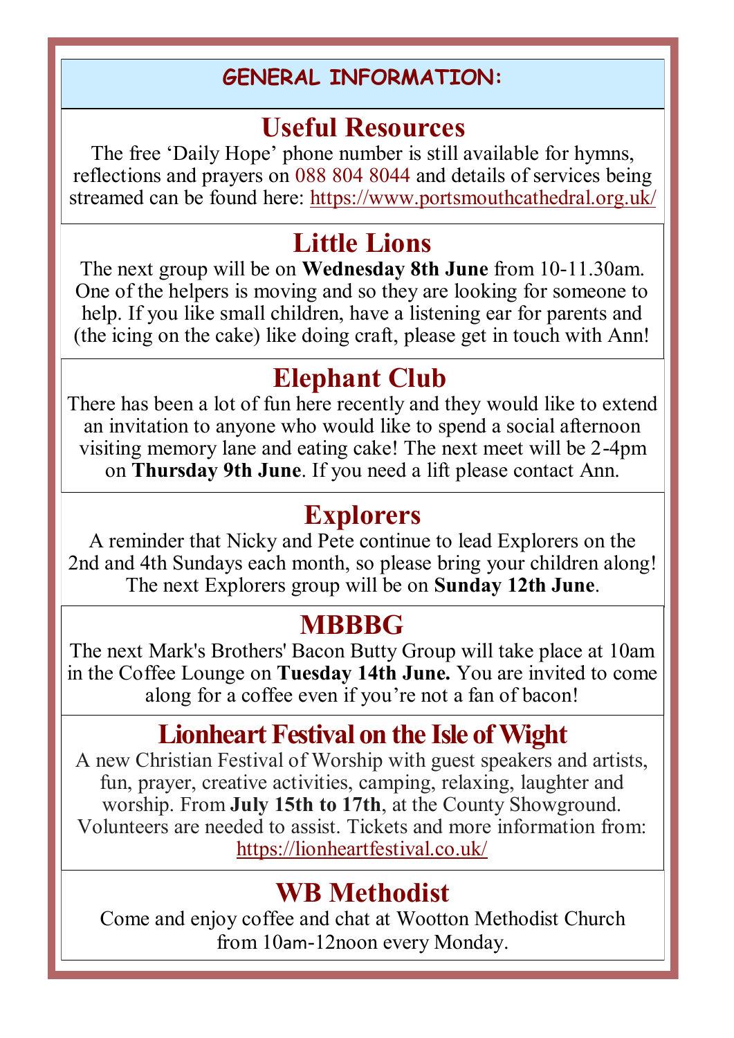# GENERAL INFORMATION:

## Useful Resources

The free 'Daily Hope' phone number is still available for hymns, reflections and prayers on 088 804 8044 and details of services being streamed can be found here: https://www.portsmouthcathedral.org.uk/

## Little Lions

The next group will be on **Wednesday 8th June** from 10-11.30am. One of the helpers is moving and so they are looking for someone to help. If you like small children, have a listening ear for parents and (the icing on the cake) like doing craft, please get in touch with Ann!

## Elephant Club

There has been a lot of fun here recently and they would like to extend an invitation to anyone who would like to spend a social afternoon visiting memory lane and eating cake! The next meet will be 2-4pm on **Thursday 9th June**. If you need a lift please contact Ann.

## Explorers

A reminder that Nicky and Pete continue to lead Explorers on the 2nd and 4th Sundays each month, so please bring your children along! The next Explorers group will be on **Sunday 12th June**.

## MBBBG

The next Mark's Brothers' Bacon Butty Group will take place at 10am in the Coffee Lounge on **Tuesday 14th June.** You are invited to come along for a coffee even if you're not a fan of bacon!

## Lionheart Festival on the Isle of Wight

A new Christian Festival of Worship with guest speakers and artists, fun, prayer, creative activities, camping, relaxing, laughter and worship. From **July 15th to 17th**, at the County Showground. Volunteers are needed to assist. Tickets and more information from: https://lionheartfestival.co.uk/

## WB Methodist

Come and enjoy coffee and chat at Wootton Methodist Church from 10am-12noon every Monday.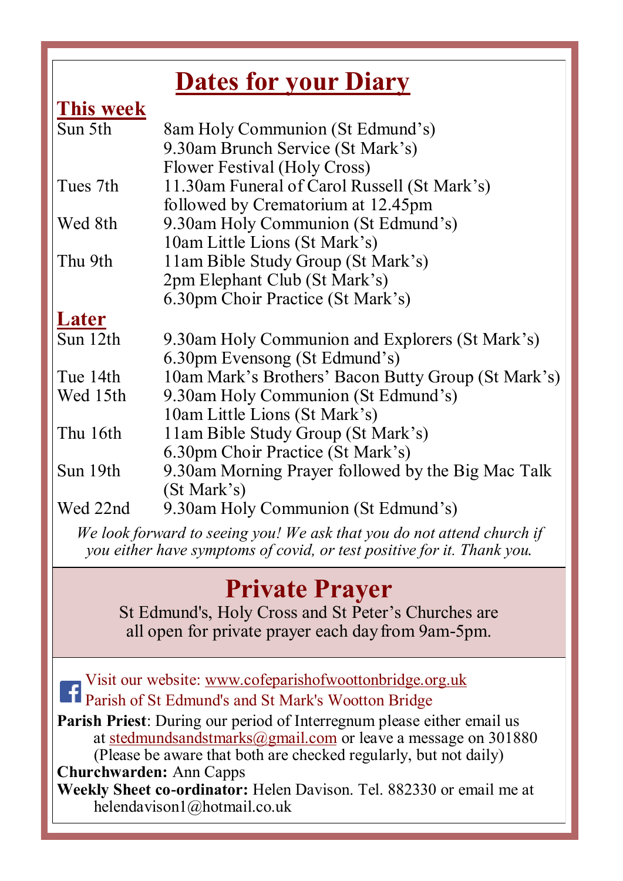# Dates for your Diary

## This week

| | |
|---|---|
| Sun 5th | 8am Holy Communion (St Edmund's) |
| | 9.30am Brunch Service (St Mark's) |
| | Flower Festival (Holy Cross) |
| Tues 7th | 11.30am Funeral of Carol Russell (St Mark's) followed by Crematorium at 12.45pm |
| Wed 8th | 9.30am Holy Communion (St Edmund's) |
| | 10am Little Lions (St Mark's) |
| Thu 9th | 11am Bible Study Group (St Mark's) |
| | 2pm Elephant Club (St Mark's) |
| | 6.30pm Choir Practice (St Mark's) |

## Later

| | |
|---|---|
| Sun 12th | 9.30am Holy Communion and Explorers (St Mark's) |
| | 6.30pm Evensong (St Edmund's) |
| Tue 14th | 10am Mark's Brothers' Bacon Butty Group (St Mark's) |
| Wed 15th | 9.30am Holy Communion (St Edmund's) |
| | 10am Little Lions (St Mark's) |
| Thu 16th | 11am Bible Study Group (St Mark's) |
| | 6.30pm Choir Practice (St Mark's) |
| Sun 19th | 9.30am Morning Prayer followed by the Big Mac Talk (St Mark's) |
| Wed 22nd | 9.30am Holy Communion (St Edmund's) |

*We look forward to seeing you! We ask that you do not attend church if you either have symptoms of covid, or test positive for it. Thank you.*

# Private Prayer

St Edmund's, Holy Cross and St Peter's Churches are all open for private prayer each day from 9am-5pm.

Visit our website: www.cofeparishofwoottonbridge.org.uk

Parish of St Edmund's and St Mark's Wootton Bridge

**Parish Priest**: During our period of Interregnum please either email us at stedmundsandstmarks@gmail.com or leave a message on 301880 (Please be aware that both are checked regularly, but not daily)

**Churchwarden:** Ann Capps

**Weekly Sheet co-ordinator:** Helen Davison. Tel. 882330 or email me at helendavison1@hotmail.co.uk